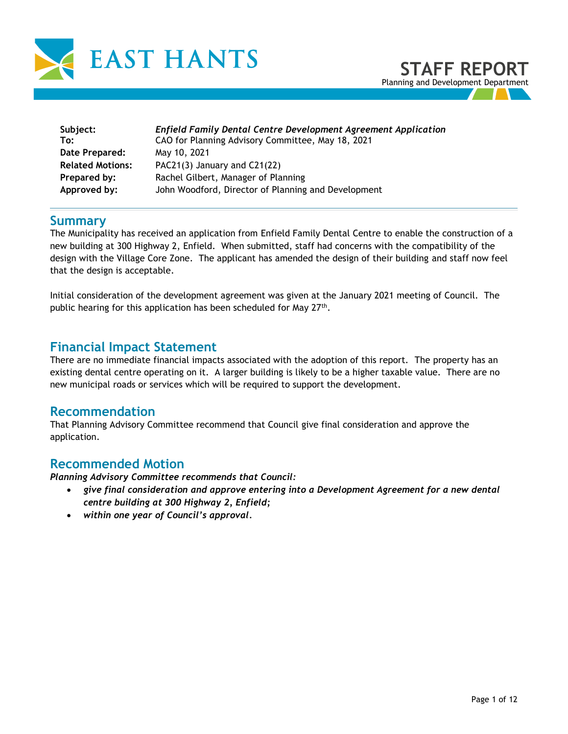EAST HANTS

# STAFF REPORT

Planning and Development Department

| | |
|---|---|
| **Subject:** | ***Enfield Family Dental Centre Development Agreement Application*** |
| **To:** | CAO for Planning Advisory Committee, May 18, 2021 |
| **Date Prepared:** | May 10, 2021 |
| **Related Motions:** | PAC21(3) January and C21(22) |
| **Prepared by:** | Rachel Gilbert, Manager of Planning |
| **Approved by:** | John Woodford, Director of Planning and Development |

## Summary

The Municipality has received an application from Enfield Family Dental Centre to enable the construction of a new building at 300 Highway 2, Enfield. When submitted, staff had concerns with the compatibility of the design with the Village Core Zone. The applicant has amended the design of their building and staff now feel that the design is acceptable.

Initial consideration of the development agreement was given at the January 2021 meeting of Council. The public hearing for this application has been scheduled for May 27th.

## Financial Impact Statement

There are no immediate financial impacts associated with the adoption of this report. The property has an existing dental centre operating on it. A larger building is likely to be a higher taxable value. There are no new municipal roads or services which will be required to support the development.

## Recommendation

That Planning Advisory Committee recommend that Council give final consideration and approve the application.

## Recommended Motion

***Planning Advisory Committee recommends that Council:***

- ***give final consideration and approve entering into a Development Agreement for a new dental centre building at 300 Highway 2, Enfield;***
- ***within one year of Council's approval.***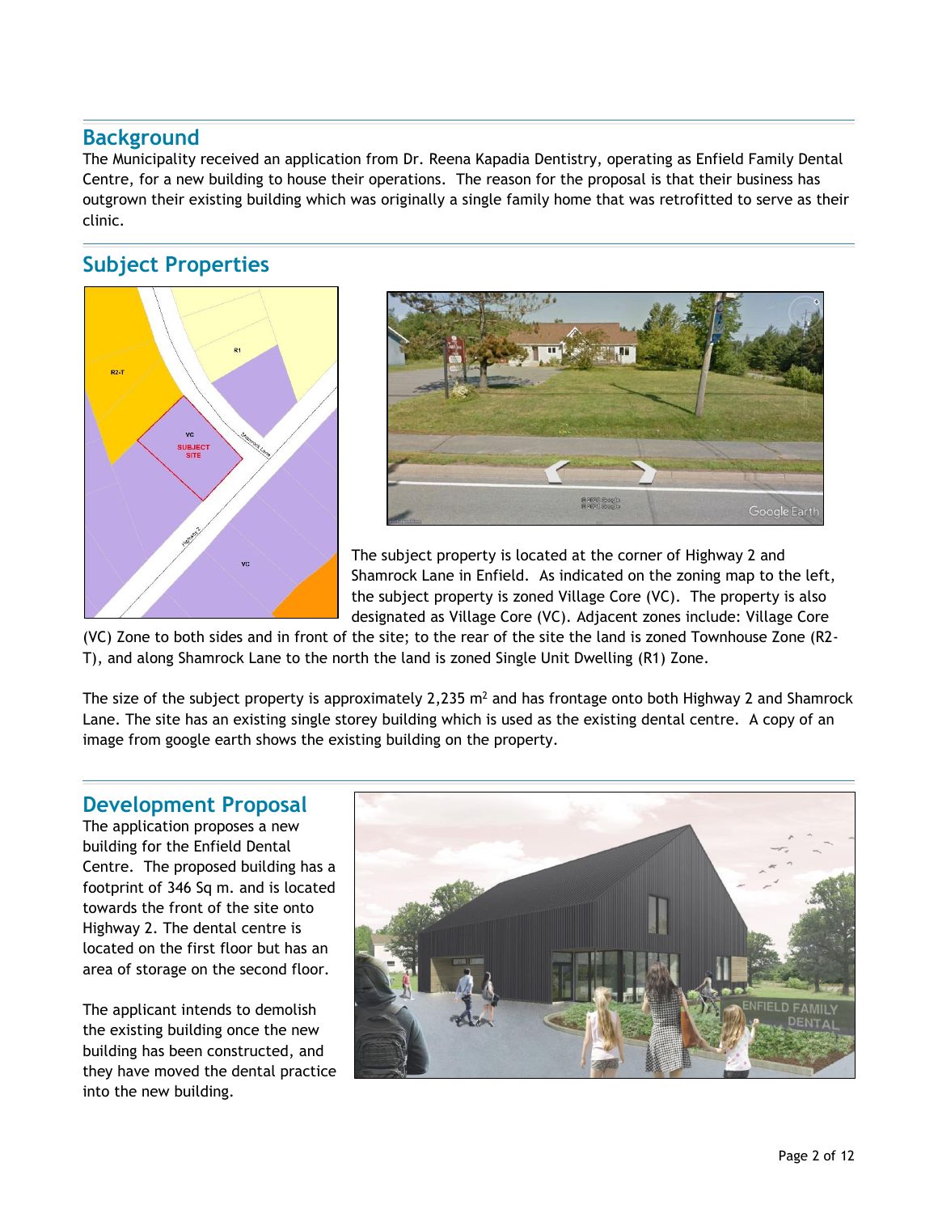## Background

The Municipality received an application from Dr. Reena Kapadia Dentistry, operating as Enfield Family Dental Centre, for a new building to house their operations. The reason for the proposal is that their business has outgrown their existing building which was originally a single family home that was retrofitted to serve as their clinic.

## Subject Properties

The subject property is located at the corner of Highway 2 and Shamrock Lane in Enfield. As indicated on the zoning map to the left, the subject property is zoned Village Core (VC). The property is also designated as Village Core (VC). Adjacent zones include: Village Core (VC) Zone to both sides and in front of the site; to the rear of the site the land is zoned Townhouse Zone (R2-T), and along Shamrock Lane to the north the land is zoned Single Unit Dwelling (R1) Zone.

The size of the subject property is approximately 2,235 $m^2$ and has frontage onto both Highway 2 and Shamrock Lane. The site has an existing single storey building which is used as the existing dental centre. A copy of an image from google earth shows the existing building on the property.

## Development Proposal

The application proposes a new building for the Enfield Dental Centre. The proposed building has a footprint of 346 Sq m. and is located towards the front of the site onto Highway 2. The dental centre is located on the first floor but has an area of storage on the second floor.

The applicant intends to demolish the existing building once the new building has been constructed, and they have moved the dental practice into the new building.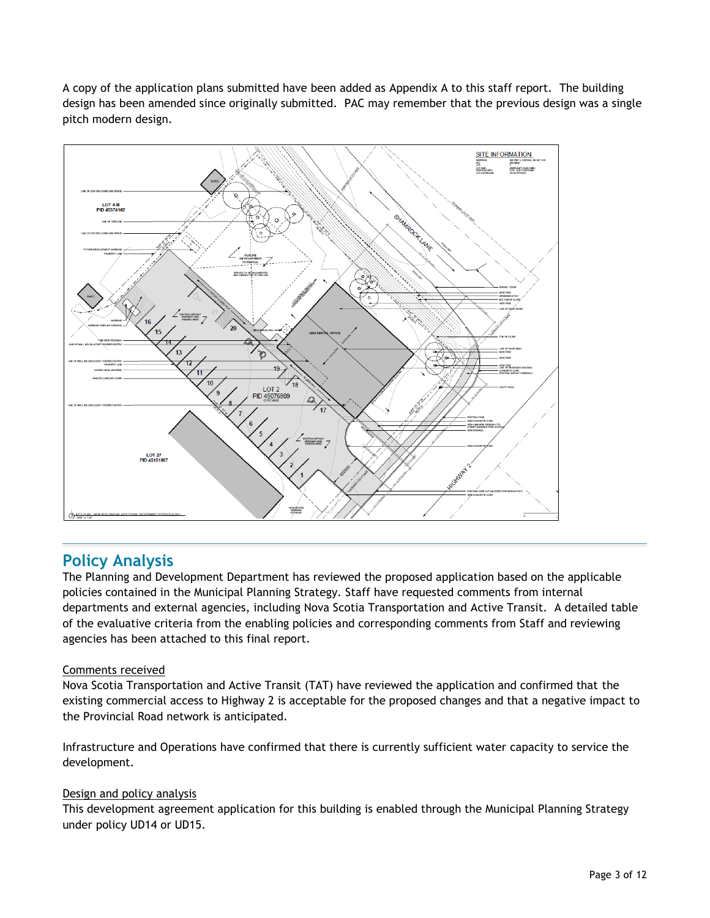A copy of the application plans submitted have been added as Appendix A to this staff report. The building design has been amended since originally submitted. PAC may remember that the previous design was a single pitch modern design.

## Policy Analysis

The Planning and Development Department has reviewed the proposed application based on the applicable policies contained in the Municipal Planning Strategy. Staff have requested comments from internal departments and external agencies, including Nova Scotia Transportation and Active Transit. A detailed table of the evaluative criteria from the enabling policies and corresponding comments from Staff and reviewing agencies has been attached to this final report.

### Comments received

Nova Scotia Transportation and Active Transit (TAT) have reviewed the application and confirmed that the existing commercial access to Highway 2 is acceptable for the proposed changes and that a negative impact to the Provincial Road network is anticipated.

Infrastructure and Operations have confirmed that there is currently sufficient water capacity to service the development.

### Design and policy analysis

This development agreement application for this building is enabled through the Municipal Planning Strategy under policy UD14 or UD15.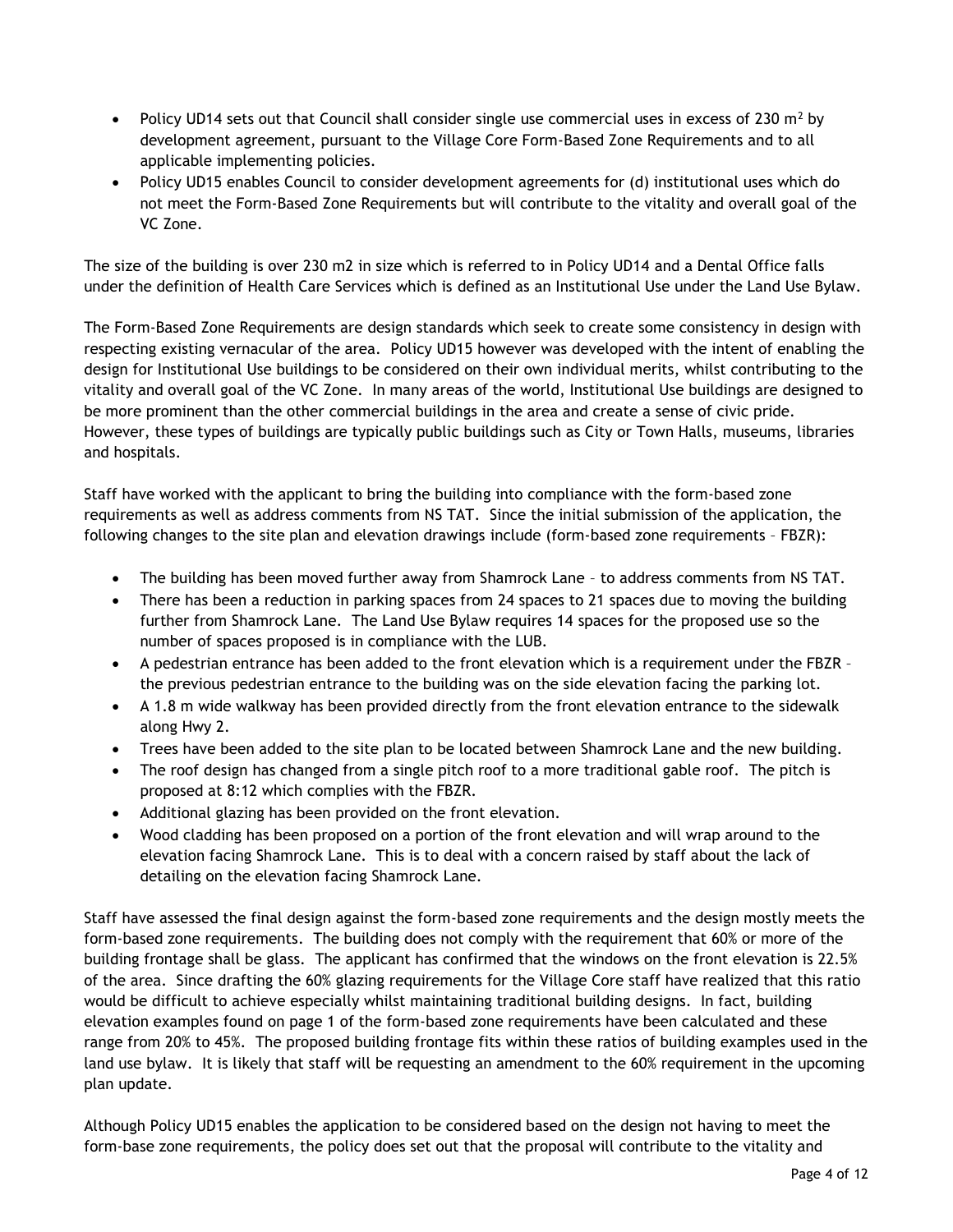- Policy UD14 sets out that Council shall consider single use commercial uses in excess of 230 $m^2$ by development agreement, pursuant to the Village Core Form-Based Zone Requirements and to all applicable implementing policies.
- Policy UD15 enables Council to consider development agreements for (d) institutional uses which do not meet the Form-Based Zone Requirements but will contribute to the vitality and overall goal of the VC Zone.

The size of the building is over 230 m2 in size which is referred to in Policy UD14 and a Dental Office falls under the definition of Health Care Services which is defined as an Institutional Use under the Land Use Bylaw.

The Form-Based Zone Requirements are design standards which seek to create some consistency in design with respecting existing vernacular of the area. Policy UD15 however was developed with the intent of enabling the design for Institutional Use buildings to be considered on their own individual merits, whilst contributing to the vitality and overall goal of the VC Zone. In many areas of the world, Institutional Use buildings are designed to be more prominent than the other commercial buildings in the area and create a sense of civic pride. However, these types of buildings are typically public buildings such as City or Town Halls, museums, libraries and hospitals.

Staff have worked with the applicant to bring the building into compliance with the form-based zone requirements as well as address comments from NS TAT. Since the initial submission of the application, the following changes to the site plan and elevation drawings include (form-based zone requirements – FBZR):

- The building has been moved further away from Shamrock Lane – to address comments from NS TAT.
- There has been a reduction in parking spaces from 24 spaces to 21 spaces due to moving the building further from Shamrock Lane. The Land Use Bylaw requires 14 spaces for the proposed use so the number of spaces proposed is in compliance with the LUB.
- A pedestrian entrance has been added to the front elevation which is a requirement under the FBZR – the previous pedestrian entrance to the building was on the side elevation facing the parking lot.
- A 1.8 m wide walkway has been provided directly from the front elevation entrance to the sidewalk along Hwy 2.
- Trees have been added to the site plan to be located between Shamrock Lane and the new building.
- The roof design has changed from a single pitch roof to a more traditional gable roof. The pitch is proposed at 8:12 which complies with the FBZR.
- Additional glazing has been provided on the front elevation.
- Wood cladding has been proposed on a portion of the front elevation and will wrap around to the elevation facing Shamrock Lane. This is to deal with a concern raised by staff about the lack of detailing on the elevation facing Shamrock Lane.

Staff have assessed the final design against the form-based zone requirements and the design mostly meets the form-based zone requirements. The building does not comply with the requirement that 60% or more of the building frontage shall be glass. The applicant has confirmed that the windows on the front elevation is 22.5% of the area. Since drafting the 60% glazing requirements for the Village Core staff have realized that this ratio would be difficult to achieve especially whilst maintaining traditional building designs. In fact, building elevation examples found on page 1 of the form-based zone requirements have been calculated and these range from 20% to 45%. The proposed building frontage fits within these ratios of building examples used in the land use bylaw. It is likely that staff will be requesting an amendment to the 60% requirement in the upcoming plan update.

Although Policy UD15 enables the application to be considered based on the design not having to meet the form-base zone requirements, the policy does set out that the proposal will contribute to the vitality and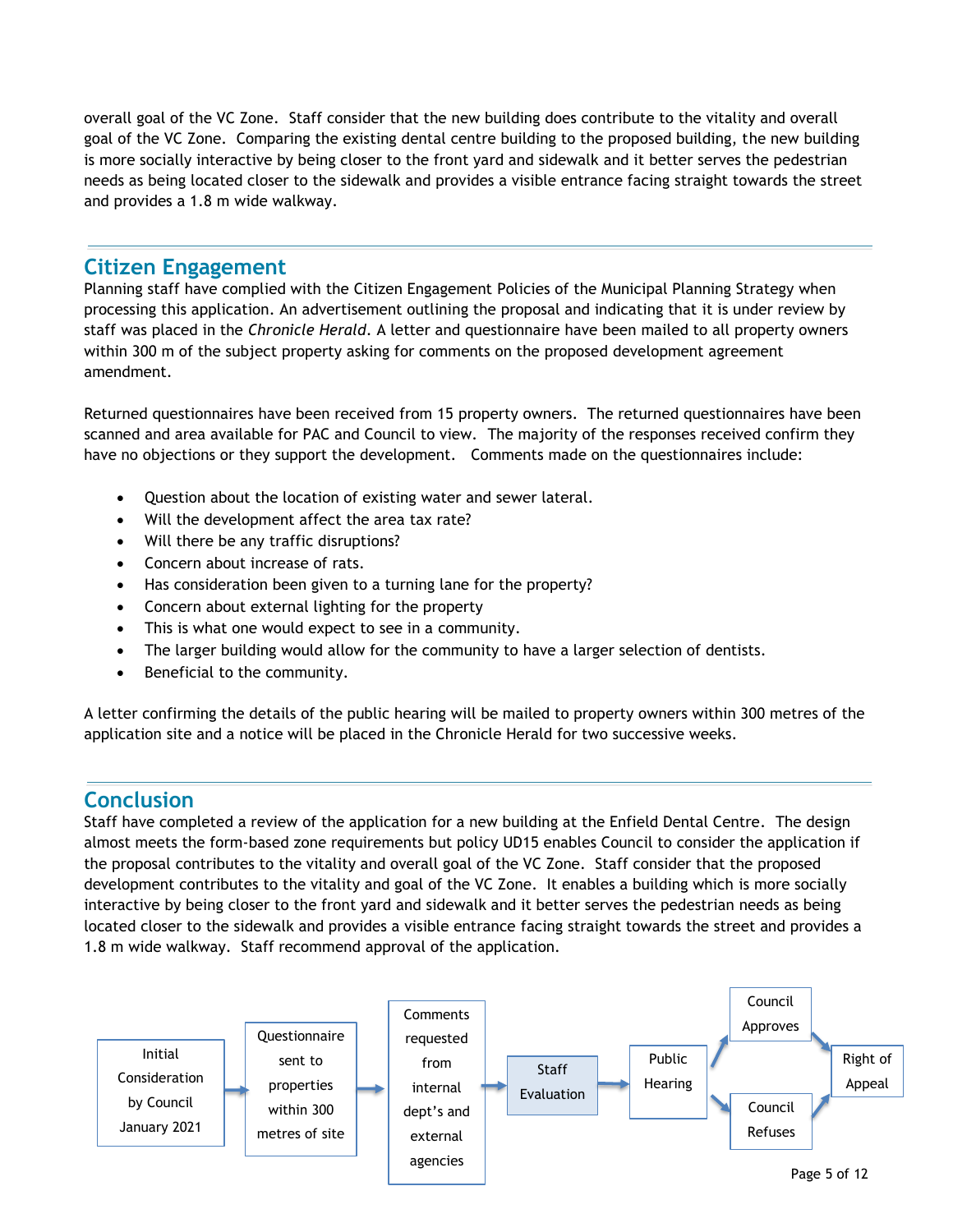overall goal of the VC Zone. Staff consider that the new building does contribute to the vitality and overall goal of the VC Zone. Comparing the existing dental centre building to the proposed building, the new building is more socially interactive by being closer to the front yard and sidewalk and it better serves the pedestrian needs as being located closer to the sidewalk and provides a visible entrance facing straight towards the street and provides a 1.8 m wide walkway.

## Citizen Engagement

Planning staff have complied with the Citizen Engagement Policies of the Municipal Planning Strategy when processing this application. An advertisement outlining the proposal and indicating that it is under review by staff was placed in the *Chronicle Herald*. A letter and questionnaire have been mailed to all property owners within 300 m of the subject property asking for comments on the proposed development agreement amendment.

Returned questionnaires have been received from 15 property owners. The returned questionnaires have been scanned and area available for PAC and Council to view. The majority of the responses received confirm they have no objections or they support the development. Comments made on the questionnaires include:

- Question about the location of existing water and sewer lateral.
- Will the development affect the area tax rate?
- Will there be any traffic disruptions?
- Concern about increase of rats.
- Has consideration been given to a turning lane for the property?
- Concern about external lighting for the property
- This is what one would expect to see in a community.
- The larger building would allow for the community to have a larger selection of dentists.
- Beneficial to the community.

A letter confirming the details of the public hearing will be mailed to property owners within 300 metres of the application site and a notice will be placed in the Chronicle Herald for two successive weeks.

## Conclusion

Staff have completed a review of the application for a new building at the Enfield Dental Centre. The design almost meets the form-based zone requirements but policy UD15 enables Council to consider the application if the proposal contributes to the vitality and overall goal of the VC Zone. Staff consider that the proposed development contributes to the vitality and goal of the VC Zone. It enables a building which is more socially interactive by being closer to the front yard and sidewalk and it better serves the pedestrian needs as being located closer to the sidewalk and provides a visible entrance facing straight towards the street and provides a 1.8 m wide walkway. Staff recommend approval of the application.

Initial Consideration by Council January 2021 → Questionnaire sent to properties within 300 metres of site → Comments requested from internal dept's and external agencies → Staff Evaluation → Public Hearing → Council Approves / Council Refuses → Right of Appeal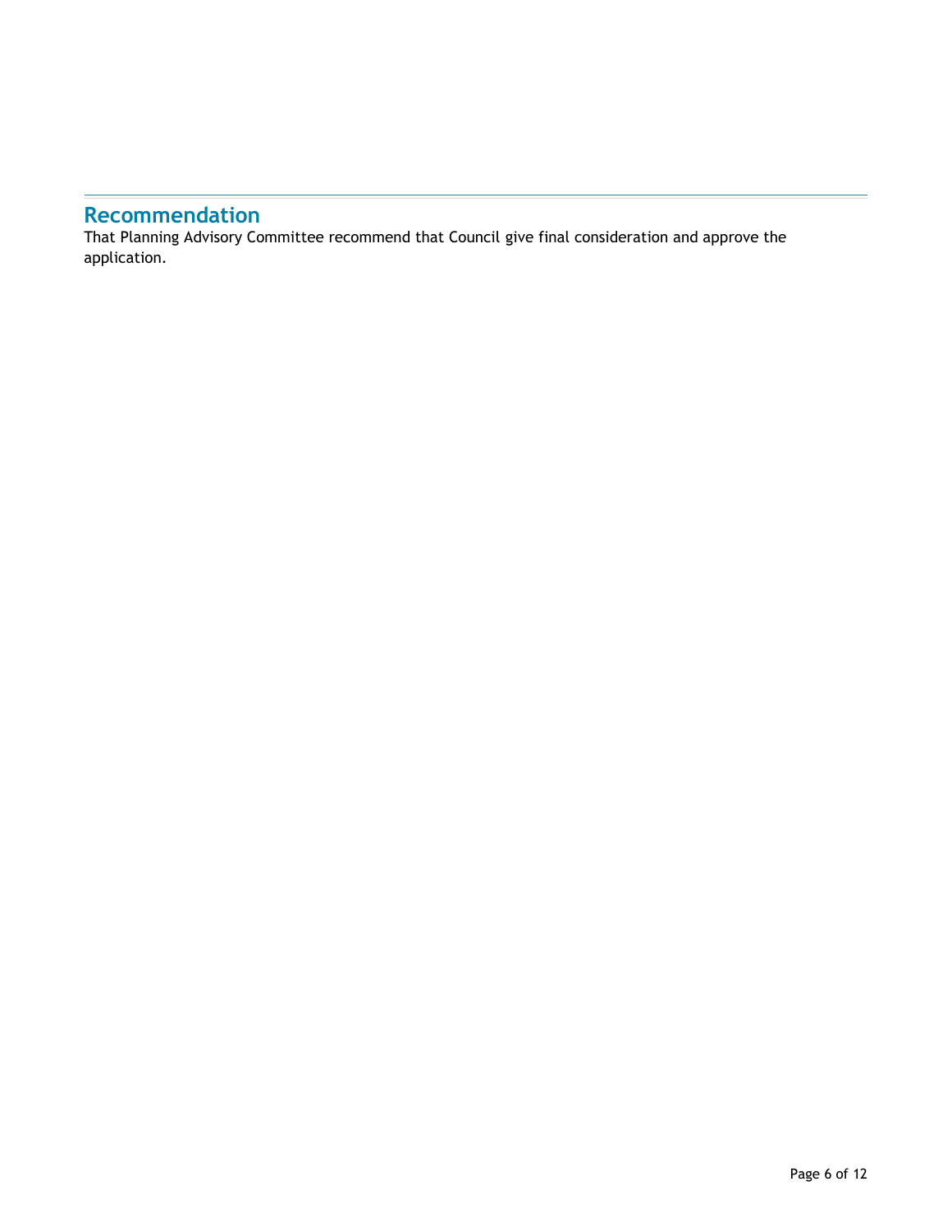## Recommendation

That Planning Advisory Committee recommend that Council give final consideration and approve the application.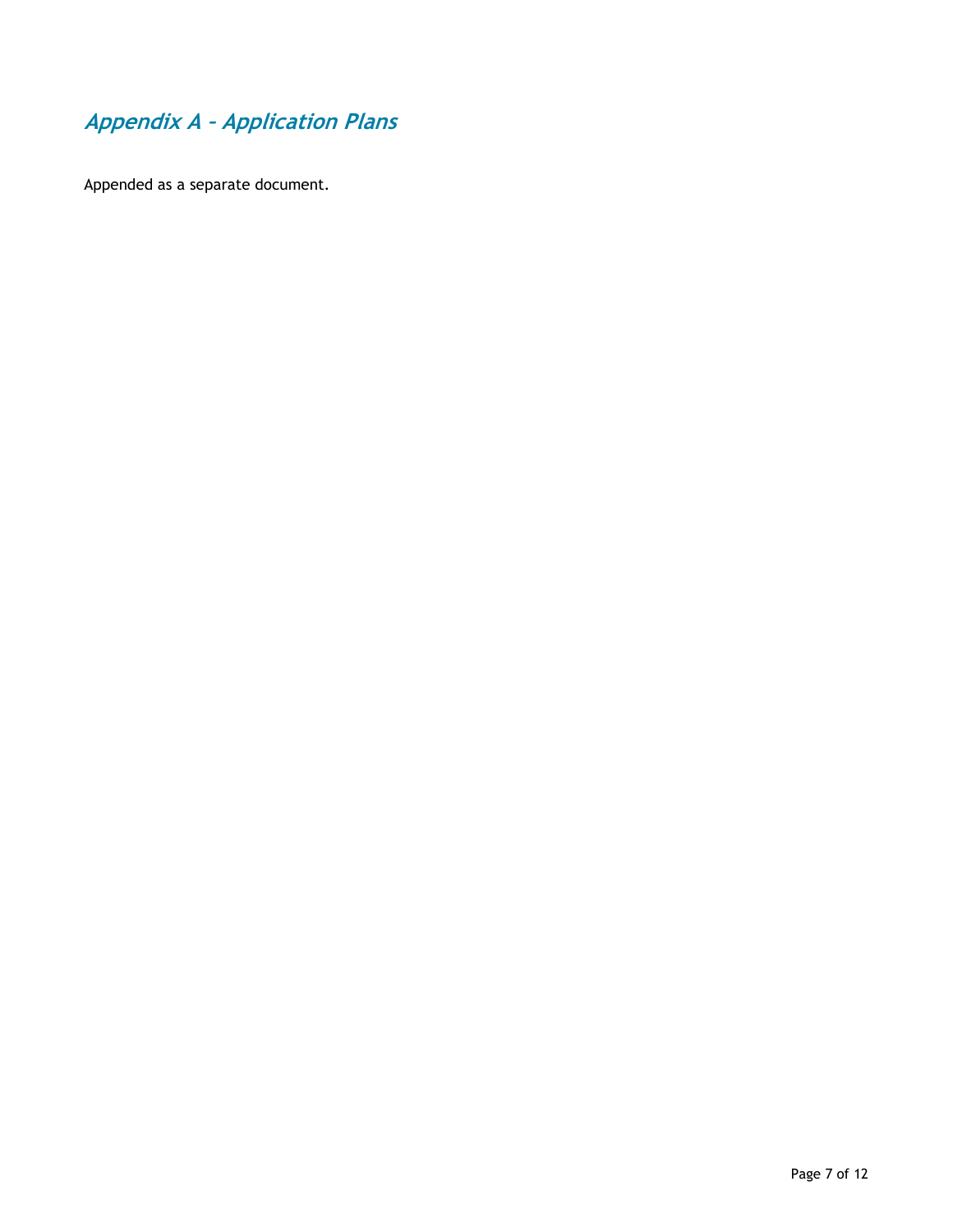## *Appendix A - Application Plans*

Appended as a separate document.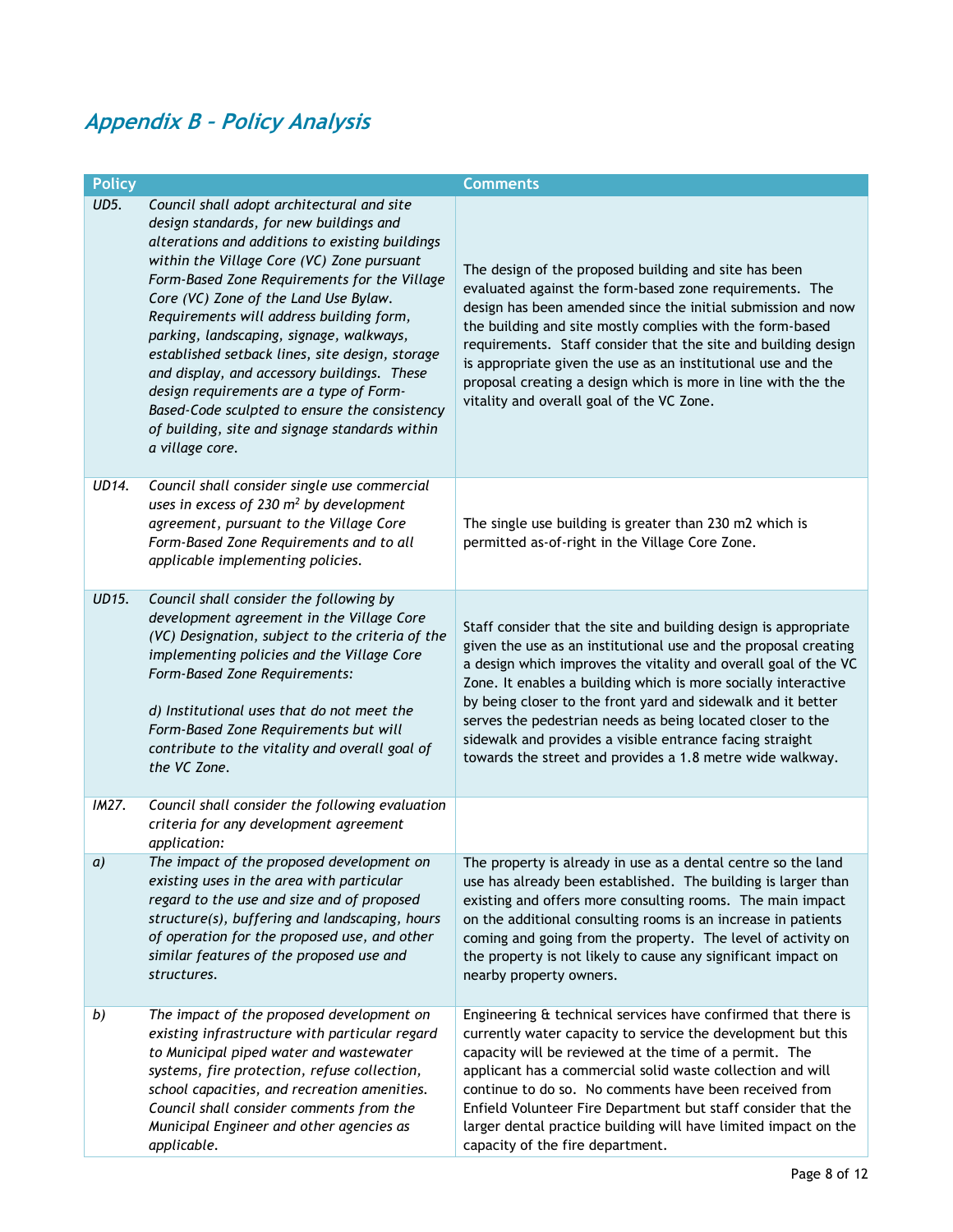## *Appendix B – Policy Analysis*

| Policy | | Comments |
|---|---|---|
| *UD5.* | *Council shall adopt architectural and site design standards, for new buildings and alterations and additions to existing buildings within the Village Core (VC) Zone pursuant Form-Based Zone Requirements for the Village Core (VC) Zone of the Land Use Bylaw. Requirements will address building form, parking, landscaping, signage, walkways, established setback lines, site design, storage and display, and accessory buildings. These design requirements are a type of Form-Based-Code sculpted to ensure the consistency of building, site and signage standards within a village core.* | The design of the proposed building and site has been evaluated against the form-based zone requirements. The design has been amended since the initial submission and now the building and site mostly complies with the form-based requirements. Staff consider that the site and building design is appropriate given the use as an institutional use and the proposal creating a design which is more in line with the the vitality and overall goal of the VC Zone. |
| *UD14.* | *Council shall consider single use commercial uses in excess of 230 $m^2$ by development agreement, pursuant to the Village Core Form-Based Zone Requirements and to all applicable implementing policies.* | The single use building is greater than 230 m2 which is permitted as-of-right in the Village Core Zone. |
| *UD15.* | *Council shall consider the following by development agreement in the Village Core (VC) Designation, subject to the criteria of the implementing policies and the Village Core Form-Based Zone Requirements:*<br><br>*d) Institutional uses that do not meet the Form-Based Zone Requirements but will contribute to the vitality and overall goal of the VC Zone.* | Staff consider that the site and building design is appropriate given the use as an institutional use and the proposal creating a design which improves the vitality and overall goal of the VC Zone. It enables a building which is more socially interactive by being closer to the front yard and sidewalk and it better serves the pedestrian needs as being located closer to the sidewalk and provides a visible entrance facing straight towards the street and provides a 1.8 metre wide walkway. |
| *IM27.* | *Council shall consider the following evaluation criteria for any development agreement application:* | |
| *a)* | *The impact of the proposed development on existing uses in the area with particular regard to the use and size and of proposed structure(s), buffering and landscaping, hours of operation for the proposed use, and other similar features of the proposed use and structures.* | The property is already in use as a dental centre so the land use has already been established. The building is larger than existing and offers more consulting rooms. The main impact on the additional consulting rooms is an increase in patients coming and going from the property. The level of activity on the property is not likely to cause any significant impact on nearby property owners. |
| *b)* | *The impact of the proposed development on existing infrastructure with particular regard to Municipal piped water and wastewater systems, fire protection, refuse collection, school capacities, and recreation amenities. Council shall consider comments from the Municipal Engineer and other agencies as applicable.* | Engineering & technical services have confirmed that there is currently water capacity to service the development but this capacity will be reviewed at the time of a permit. The applicant has a commercial solid waste collection and will continue to do so. No comments have been received from Enfield Volunteer Fire Department but staff consider that the larger dental practice building will have limited impact on the capacity of the fire department. |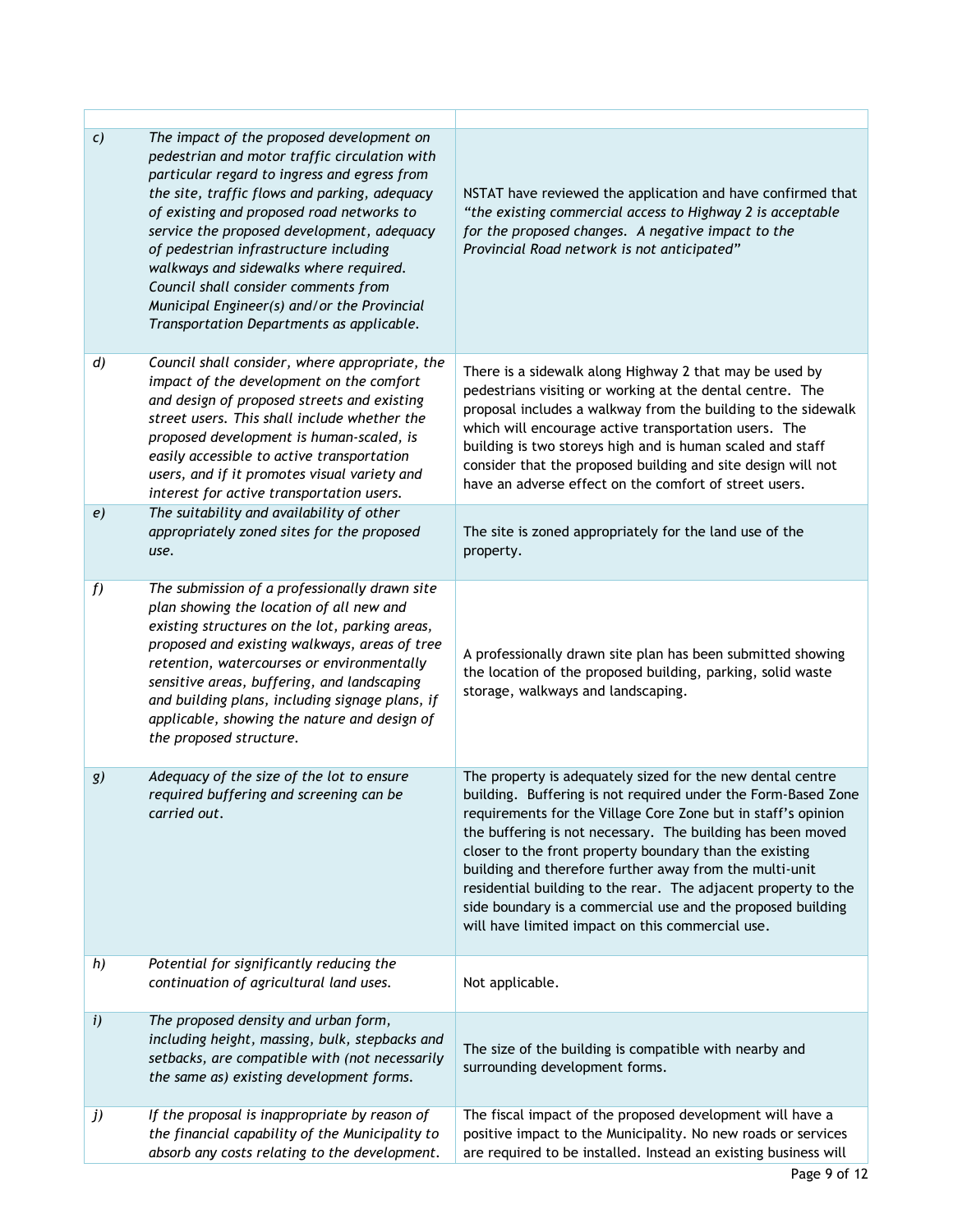| | | |
|---|---|---|
| *c)* | *The impact of the proposed development on pedestrian and motor traffic circulation with particular regard to ingress and egress from the site, traffic flows and parking, adequacy of existing and proposed road networks to service the proposed development, adequacy of pedestrian infrastructure including walkways and sidewalks where required. Council shall consider comments from Municipal Engineer(s) and/or the Provincial Transportation Departments as applicable.* | NSTAT have reviewed the application and have confirmed that *"the existing commercial access to Highway 2 is acceptable for the proposed changes. A negative impact to the Provincial Road network is not anticipated"* |
| *d)* | *Council shall consider, where appropriate, the impact of the development on the comfort and design of proposed streets and existing street users. This shall include whether the proposed development is human-scaled, is easily accessible to active transportation users, and if it promotes visual variety and interest for active transportation users.* | There is a sidewalk along Highway 2 that may be used by pedestrians visiting or working at the dental centre. The proposal includes a walkway from the building to the sidewalk which will encourage active transportation users. The building is two storeys high and is human scaled and staff consider that the proposed building and site design will not have an adverse effect on the comfort of street users. |
| *e)* | *The suitability and availability of other appropriately zoned sites for the proposed use.* | The site is zoned appropriately for the land use of the property. |
| *f)* | *The submission of a professionally drawn site plan showing the location of all new and existing structures on the lot, parking areas, proposed and existing walkways, areas of tree retention, watercourses or environmentally sensitive areas, buffering, and landscaping and building plans, including signage plans, if applicable, showing the nature and design of the proposed structure.* | A professionally drawn site plan has been submitted showing the location of the proposed building, parking, solid waste storage, walkways and landscaping. |
| *g)* | *Adequacy of the size of the lot to ensure required buffering and screening can be carried out.* | The property is adequately sized for the new dental centre building. Buffering is not required under the Form-Based Zone requirements for the Village Core Zone but in staff's opinion the buffering is not necessary. The building has been moved closer to the front property boundary than the existing building and therefore further away from the multi-unit residential building to the rear. The adjacent property to the side boundary is a commercial use and the proposed building will have limited impact on this commercial use. |
| *h)* | *Potential for significantly reducing the continuation of agricultural land uses.* | Not applicable. |
| *i)* | *The proposed density and urban form, including height, massing, bulk, stepbacks and setbacks, are compatible with (not necessarily the same as) existing development forms.* | The size of the building is compatible with nearby and surrounding development forms. |
| *j)* | *If the proposal is inappropriate by reason of the financial capability of the Municipality to absorb any costs relating to the development.* | The fiscal impact of the proposed development will have a positive impact to the Municipality. No new roads or services are required to be installed. Instead an existing business will |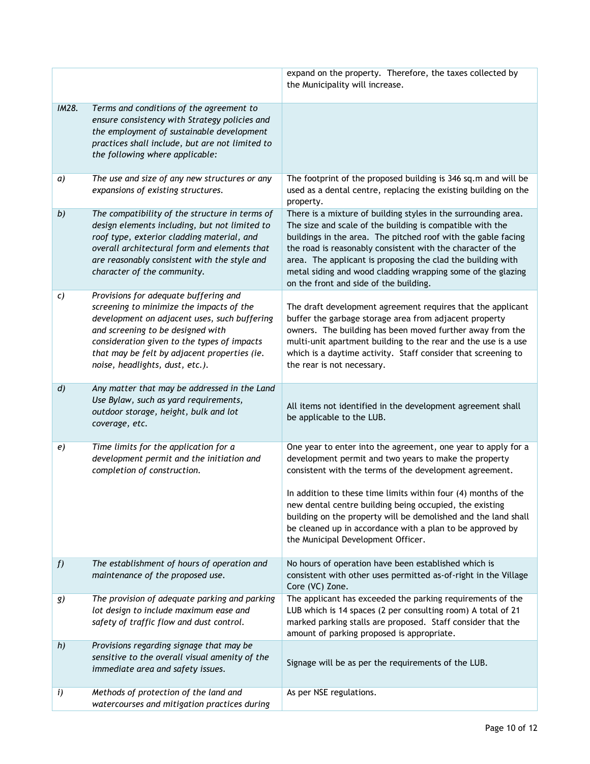| | | |
|---|---|---|
| | | expand on the property. Therefore, the taxes collected by the Municipality will increase. |
| *IM28.* | *Terms and conditions of the agreement to ensure consistency with Strategy policies and the employment of sustainable development practices shall include, but are not limited to the following where applicable:* | |
| *a)* | *The use and size of any new structures or any expansions of existing structures.* | The footprint of the proposed building is 346 sq.m and will be used as a dental centre, replacing the existing building on the property. |
| *b)* | *The compatibility of the structure in terms of design elements including, but not limited to roof type, exterior cladding material, and overall architectural form and elements that are reasonably consistent with the style and character of the community.* | There is a mixture of building styles in the surrounding area. The size and scale of the building is compatible with the buildings in the area. The pitched roof with the gable facing the road is reasonably consistent with the character of the area. The applicant is proposing the clad the building with metal siding and wood cladding wrapping some of the glazing on the front and side of the building. |
| *c)* | *Provisions for adequate buffering and screening to minimize the impacts of the development on adjacent uses, such buffering and screening to be designed with consideration given to the types of impacts that may be felt by adjacent properties (ie. noise, headlights, dust, etc.).* | The draft development agreement requires that the applicant buffer the garbage storage area from adjacent property owners. The building has been moved further away from the multi-unit apartment building to the rear and the use is a use which is a daytime activity. Staff consider that screening to the rear is not necessary. |
| *d)* | *Any matter that may be addressed in the Land Use Bylaw, such as yard requirements, outdoor storage, height, bulk and lot coverage, etc.* | All items not identified in the development agreement shall be applicable to the LUB. |
| *e)* | *Time limits for the application for a development permit and the initiation and completion of construction.* | One year to enter into the agreement, one year to apply for a development permit and two years to make the property consistent with the terms of the development agreement.<br><br>In addition to these time limits within four (4) months of the new dental centre building being occupied, the existing building on the property will be demolished and the land shall be cleaned up in accordance with a plan to be approved by the Municipal Development Officer. |
| *f)* | *The establishment of hours of operation and maintenance of the proposed use.* | No hours of operation have been established which is consistent with other uses permitted as-of-right in the Village Core (VC) Zone. |
| *g)* | *The provision of adequate parking and parking lot design to include maximum ease and safety of traffic flow and dust control.* | The applicant has exceeded the parking requirements of the LUB which is 14 spaces (2 per consulting room) A total of 21 marked parking stalls are proposed. Staff consider that the amount of parking proposed is appropriate. |
| *h)* | *Provisions regarding signage that may be sensitive to the overall visual amenity of the immediate area and safety issues.* | Signage will be as per the requirements of the LUB. |
| *i)* | *Methods of protection of the land and watercourses and mitigation practices during* | As per NSE regulations. |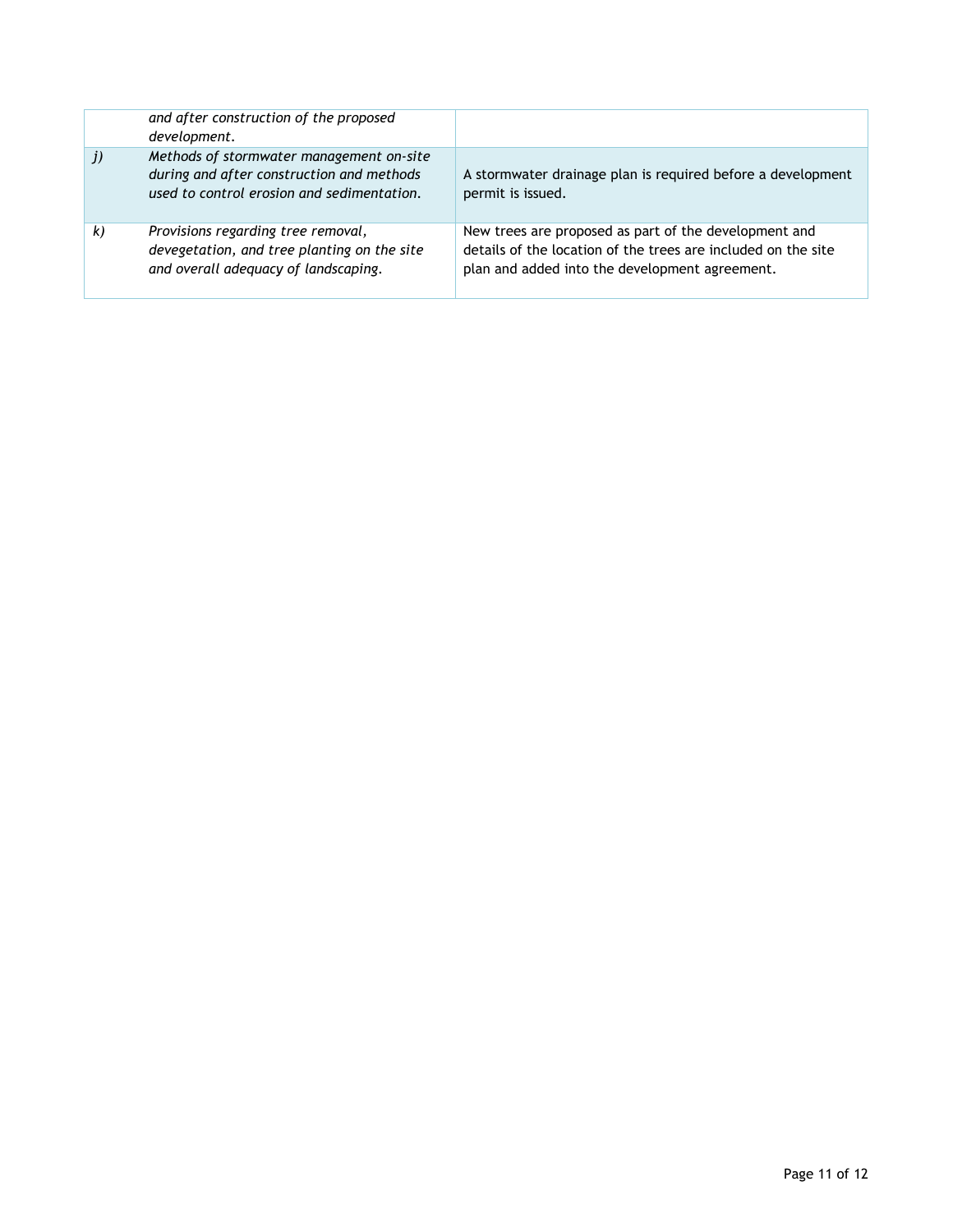| | | |
|---|---|---|
| | *and after construction of the proposed development.* | |
| *j)* | *Methods of stormwater management on-site during and after construction and methods used to control erosion and sedimentation.* | A stormwater drainage plan is required before a development permit is issued. |
| *k)* | *Provisions regarding tree removal, devegetation, and tree planting on the site and overall adequacy of landscaping.* | New trees are proposed as part of the development and details of the location of the trees are included on the site plan and added into the development agreement. |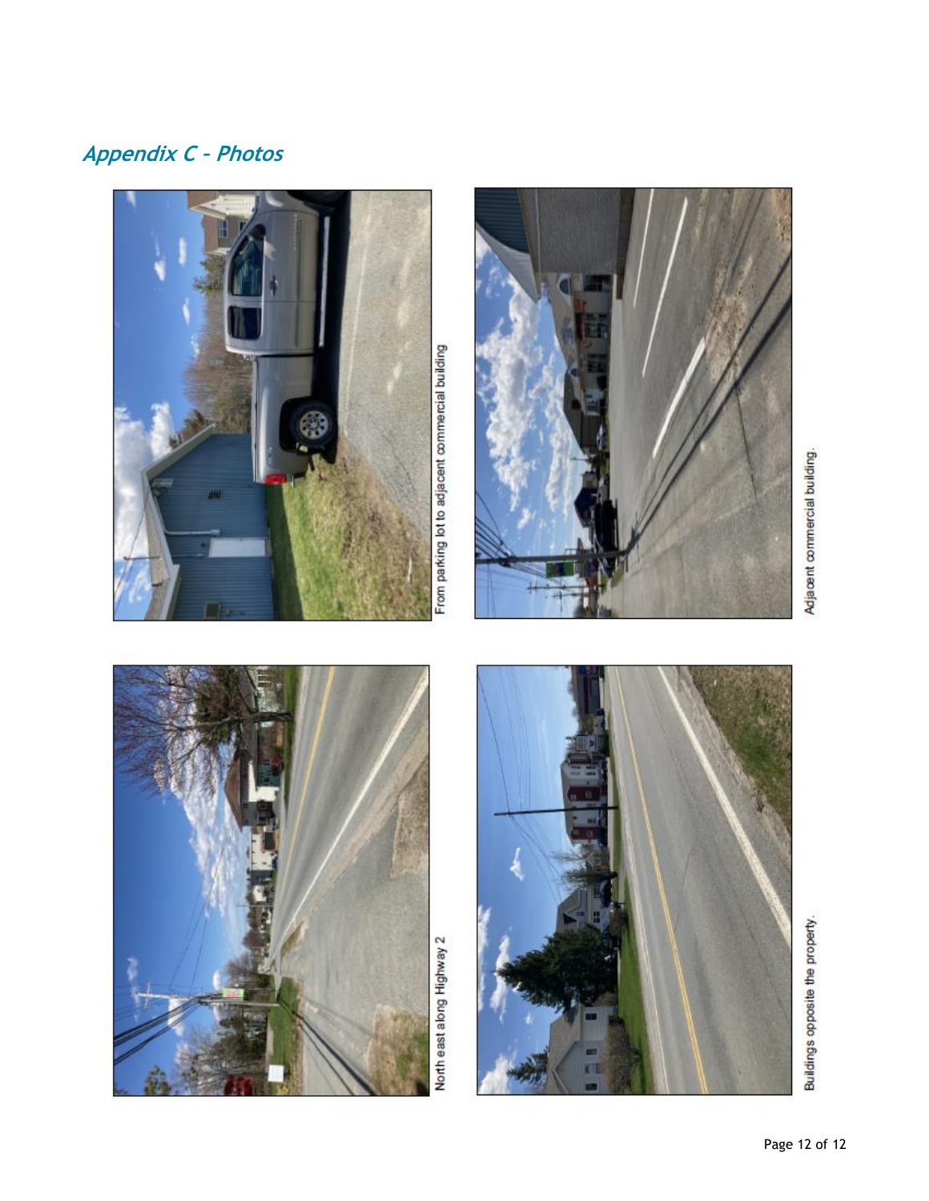## Appendix C - Photos

From parking lot to adjacent commercial building

Adjacent commercial building.

North east along Highway 2

Buildings opposite the property.